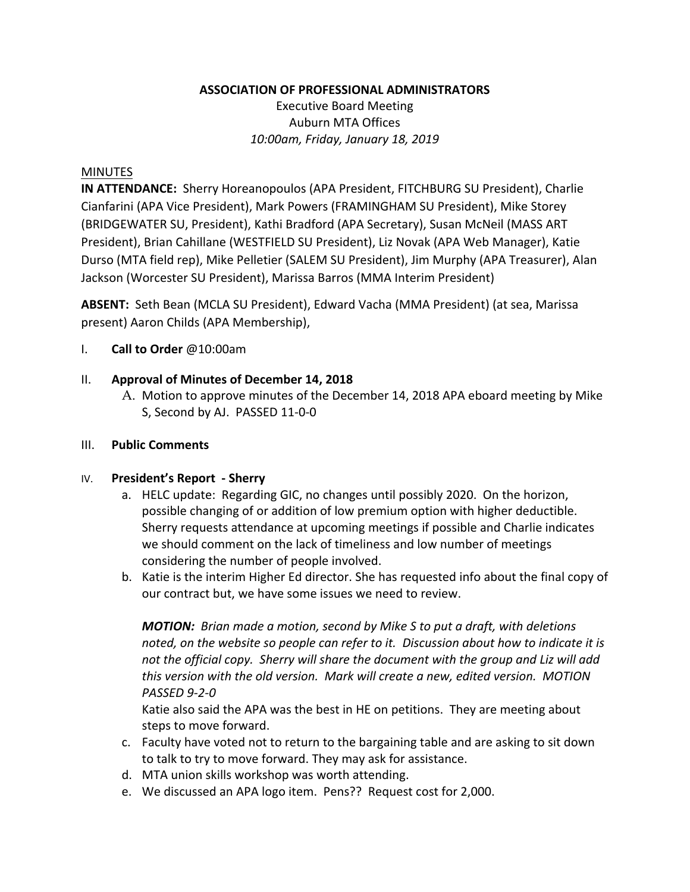**ASSOCIATION OF PROFESSIONAL ADMINISTRATORS**

Executive Board Meeting
Auburn MTA Offices
*10:00am, Friday, January 18, 2019*

MINUTES

**IN ATTENDANCE:** Sherry Horeanopoulos (APA President, FITCHBURG SU President), Charlie Cianfarini (APA Vice President), Mark Powers (FRAMINGHAM SU President), Mike Storey (BRIDGEWATER SU, President), Kathi Bradford (APA Secretary), Susan McNeil (MASS ART President), Brian Cahillane (WESTFIELD SU President), Liz Novak (APA Web Manager), Katie Durso (MTA field rep), Mike Pelletier (SALEM SU President), Jim Murphy (APA Treasurer), Alan Jackson (Worcester SU President), Marissa Barros (MMA Interim President)

**ABSENT:** Seth Bean (MCLA SU President), Edward Vacha (MMA President) (at sea, Marissa present) Aaron Childs (APA Membership),

I. **Call to Order** @10:00am

II. **Approval of Minutes of December 14, 2018**
   A. Motion to approve minutes of the December 14, 2018 APA eboard meeting by Mike S, Second by AJ. PASSED 11-0-0

III. **Public Comments**

IV. **President's Report - Sherry**
   a. HELC update: Regarding GIC, no changes until possibly 2020. On the horizon, possible changing of or addition of low premium option with higher deductible. Sherry requests attendance at upcoming meetings if possible and Charlie indicates we should comment on the lack of timeliness and low number of meetings considering the number of people involved.
   b. Katie is the interim Higher Ed director. She has requested info about the final copy of our contract but, we have some issues we need to review.

      ***MOTION:*** *Brian made a motion, second by Mike S to put a draft, with deletions noted, on the website so people can refer to it. Discussion about how to indicate it is not the official copy. Sherry will share the document with the group and Liz will add this version with the old version. Mark will create a new, edited version. MOTION PASSED 9-2-0*

      Katie also said the APA was the best in HE on petitions. They are meeting about steps to move forward.
   c. Faculty have voted not to return to the bargaining table and are asking to sit down to talk to try to move forward. They may ask for assistance.
   d. MTA union skills workshop was worth attending.
   e. We discussed an APA logo item. Pens?? Request cost for 2,000.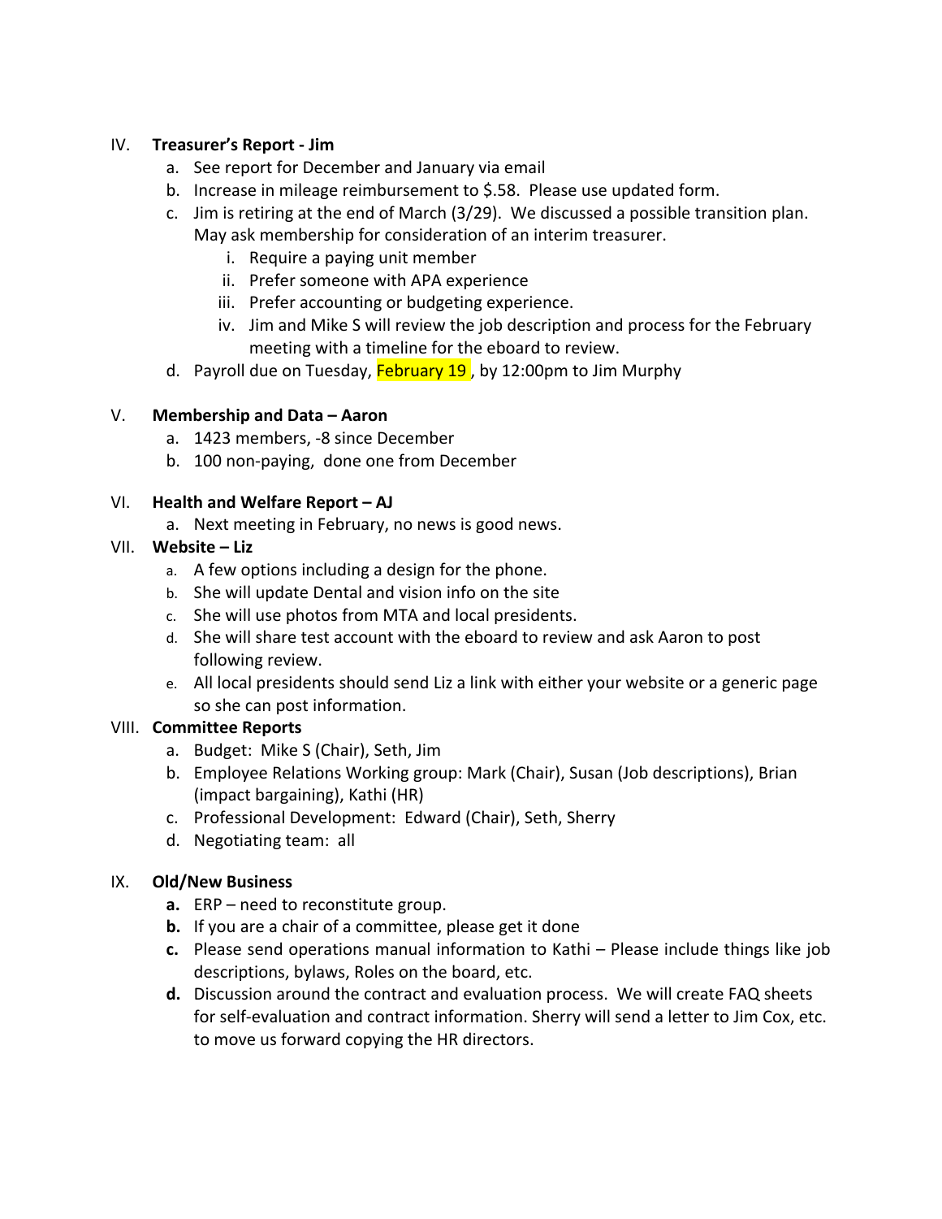IV. **Treasurer's Report - Jim**

a. See report for December and January via email
b. Increase in mileage reimbursement to $.58. Please use updated form.
c. Jim is retiring at the end of March (3/29). We discussed a possible transition plan. May ask membership for consideration of an interim treasurer.
   i. Require a paying unit member
   ii. Prefer someone with APA experience
   iii. Prefer accounting or budgeting experience.
   iv. Jim and Mike S will review the job description and process for the February meeting with a timeline for the eboard to review.
d. Payroll due on Tuesday, February 19 , by 12:00pm to Jim Murphy

V. **Membership and Data – Aaron**

a. 1423 members, -8 since December
b. 100 non-paying, done one from December

VI. **Health and Welfare Report – AJ**

a. Next meeting in February, no news is good news.

VII. **Website – Liz**

a. A few options including a design for the phone.
b. She will update Dental and vision info on the site
c. She will use photos from MTA and local presidents.
d. She will share test account with the eboard to review and ask Aaron to post following review.
e. All local presidents should send Liz a link with either your website or a generic page so she can post information.

VIII. **Committee Reports**

a. Budget: Mike S (Chair), Seth, Jim
b. Employee Relations Working group: Mark (Chair), Susan (Job descriptions), Brian (impact bargaining), Kathi (HR)
c. Professional Development: Edward (Chair), Seth, Sherry
d. Negotiating team: all

IX. **Old/New Business**

**a.** ERP – need to reconstitute group.
**b.** If you are a chair of a committee, please get it done
**c.** Please send operations manual information to Kathi – Please include things like job descriptions, bylaws, Roles on the board, etc.
**d.** Discussion around the contract and evaluation process. We will create FAQ sheets for self-evaluation and contract information. Sherry will send a letter to Jim Cox, etc. to move us forward copying the HR directors.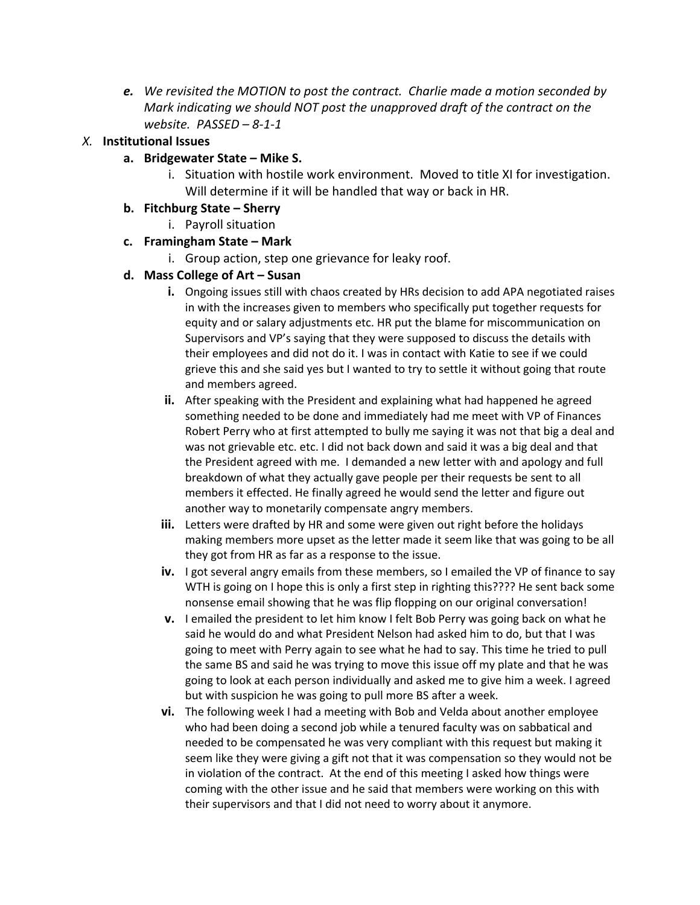*e. We revisited the MOTION to post the contract. Charlie made a motion seconded by Mark indicating we should NOT post the unapproved draft of the contract on the website. PASSED – 8-1-1*

*X.* **Institutional Issues**

- **a. Bridgewater State – Mike S.**
  - i. Situation with hostile work environment. Moved to title XI for investigation. Will determine if it will be handled that way or back in HR.
- **b. Fitchburg State – Sherry**
  - i. Payroll situation
- **c. Framingham State – Mark**
  - i. Group action, step one grievance for leaky roof.
- **d. Mass College of Art – Susan**
  - **i.** Ongoing issues still with chaos created by HRs decision to add APA negotiated raises in with the increases given to members who specifically put together requests for equity and or salary adjustments etc. HR put the blame for miscommunication on Supervisors and VP's saying that they were supposed to discuss the details with their employees and did not do it. I was in contact with Katie to see if we could grieve this and she said yes but I wanted to try to settle it without going that route and members agreed.
  - **ii.** After speaking with the President and explaining what had happened he agreed something needed to be done and immediately had me meet with VP of Finances Robert Perry who at first attempted to bully me saying it was not that big a deal and was not grievable etc. etc. I did not back down and said it was a big deal and that the President agreed with me. I demanded a new letter with and apology and full breakdown of what they actually gave people per their requests be sent to all members it effected. He finally agreed he would send the letter and figure out another way to monetarily compensate angry members.
  - **iii.** Letters were drafted by HR and some were given out right before the holidays making members more upset as the letter made it seem like that was going to be all they got from HR as far as a response to the issue.
  - **iv.** I got several angry emails from these members, so I emailed the VP of finance to say WTH is going on I hope this is only a first step in righting this???? He sent back some nonsense email showing that he was flip flopping on our original conversation!
  - **v.** I emailed the president to let him know I felt Bob Perry was going back on what he said he would do and what President Nelson had asked him to do, but that I was going to meet with Perry again to see what he had to say. This time he tried to pull the same BS and said he was trying to move this issue off my plate and that he was going to look at each person individually and asked me to give him a week. I agreed but with suspicion he was going to pull more BS after a week.
  - **vi.** The following week I had a meeting with Bob and Velda about another employee who had been doing a second job while a tenured faculty was on sabbatical and needed to be compensated he was very compliant with this request but making it seem like they were giving a gift not that it was compensation so they would not be in violation of the contract. At the end of this meeting I asked how things were coming with the other issue and he said that members were working on this with their supervisors and that I did not need to worry about it anymore.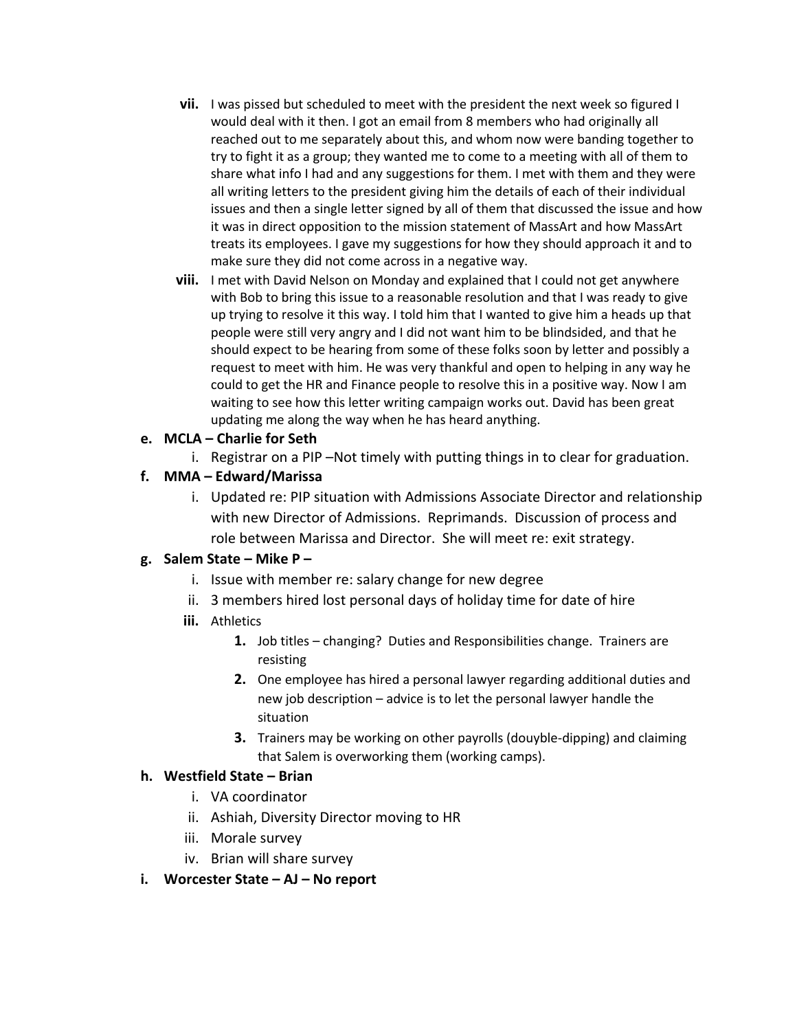vii. I was pissed but scheduled to meet with the president the next week so figured I would deal with it then. I got an email from 8 members who had originally all reached out to me separately about this, and whom now were banding together to try to fight it as a group; they wanted me to come to a meeting with all of them to share what info I had and any suggestions for them. I met with them and they were all writing letters to the president giving him the details of each of their individual issues and then a single letter signed by all of them that discussed the issue and how it was in direct opposition to the mission statement of MassArt and how MassArt treats its employees. I gave my suggestions for how they should approach it and to make sure they did not come across in a negative way.

viii. I met with David Nelson on Monday and explained that I could not get anywhere with Bob to bring this issue to a reasonable resolution and that I was ready to give up trying to resolve it this way. I told him that I wanted to give him a heads up that people were still very angry and I did not want him to be blindsided, and that he should expect to be hearing from some of these folks soon by letter and possibly a request to meet with him. He was very thankful and open to helping in any way he could to get the HR and Finance people to resolve this in a positive way. Now I am waiting to see how this letter writing campaign works out. David has been great updating me along the way when he has heard anything.

**e. MCLA – Charlie for Seth**

i. Registrar on a PIP –Not timely with putting things in to clear for graduation.

**f. MMA – Edward/Marissa**

i. Updated re: PIP situation with Admissions Associate Director and relationship with new Director of Admissions. Reprimands. Discussion of process and role between Marissa and Director. She will meet re: exit strategy.

**g. Salem State – Mike P –**

i. Issue with member re: salary change for new degree

ii. 3 members hired lost personal days of holiday time for date of hire

iii. Athletics

1. Job titles – changing? Duties and Responsibilities change. Trainers are resisting
2. One employee has hired a personal lawyer regarding additional duties and new job description – advice is to let the personal lawyer handle the situation
3. Trainers may be working on other payrolls (douyble-dipping) and claiming that Salem is overworking them (working camps).

**h. Westfield State – Brian**

i. VA coordinator

ii. Ashiah, Diversity Director moving to HR

iii. Morale survey

iv. Brian will share survey

**i. Worcester State – AJ – No report**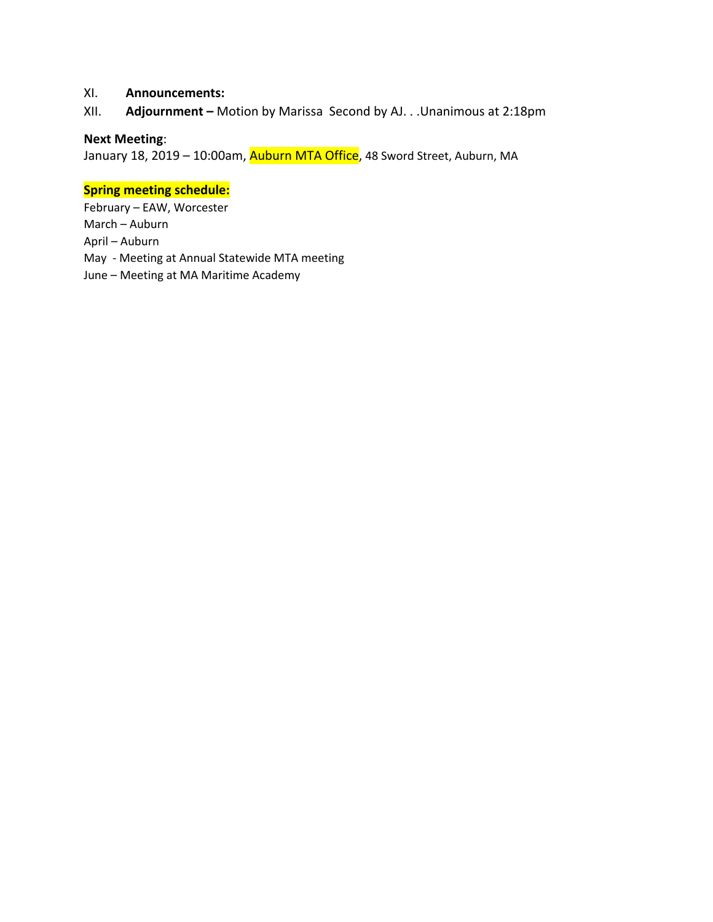XI. **Announcements:**

XII. **Adjournment –** Motion by Marissa Second by AJ. . .Unanimous at 2:18pm

**Next Meeting**:
January 18, 2019 – 10:00am, Auburn MTA Office, 48 Sword Street, Auburn, MA

**Spring meeting schedule:**

February – EAW, Worcester
March – Auburn
April – Auburn
May - Meeting at Annual Statewide MTA meeting
June – Meeting at MA Maritime Academy